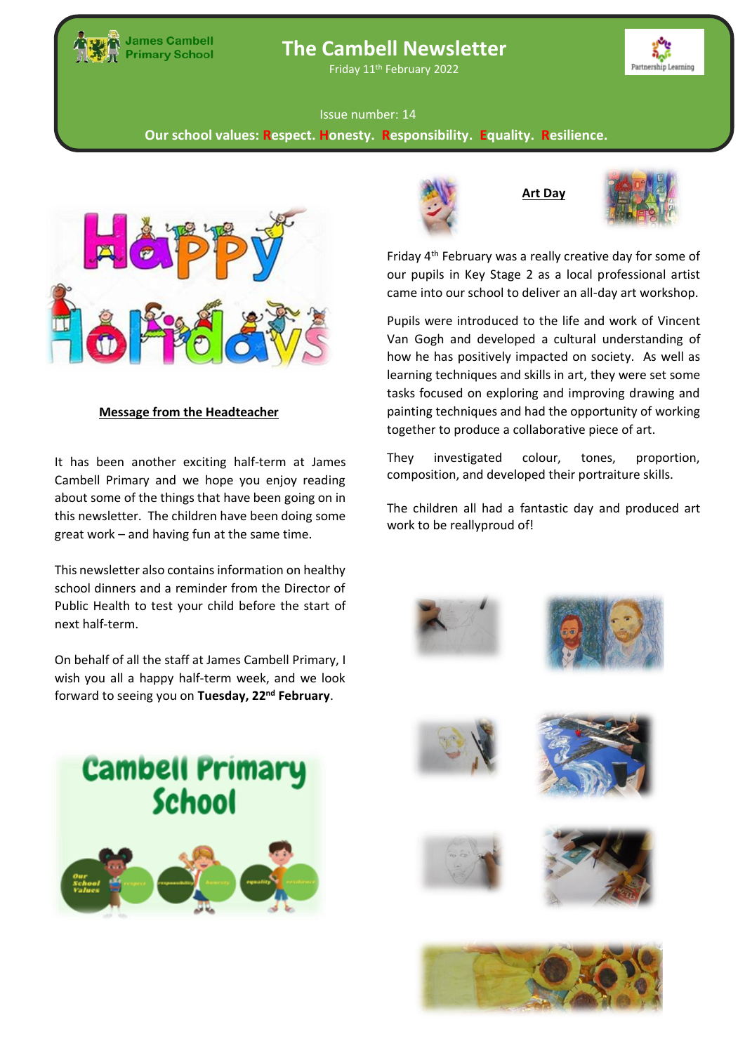James Cambell Primary School

# The Cambell Newsletter

Friday 11th February 2022

Partnership Learning

Issue number: 14

**Our school values: Respect. Honesty. Responsibility. Equality. Resilience.**

## Message from the Headteacher

It has been another exciting half-term at James Cambell Primary and we hope you enjoy reading about some of the things that have been going on in this newsletter. The children have been doing some great work – and having fun at the same time.

This newsletter also contains information on healthy school dinners and a reminder from the Director of Public Health to test your child before the start of next half-term.

On behalf of all the staff at James Cambell Primary, I wish you all a happy half-term week, and we look forward to seeing you on **Tuesday, 22nd February**.

## Art Day

Friday 4th February was a really creative day for some of our pupils in Key Stage 2 as a local professional artist came into our school to deliver an all-day art workshop.

Pupils were introduced to the life and work of Vincent Van Gogh and developed a cultural understanding of how he has positively impacted on society. As well as learning techniques and skills in art, they were set some tasks focused on exploring and improving drawing and painting techniques and had the opportunity of working together to produce a collaborative piece of art.

They investigated colour, tones, proportion, composition, and developed their portraiture skills.

The children all had a fantastic day and produced art work to be reallyproud of!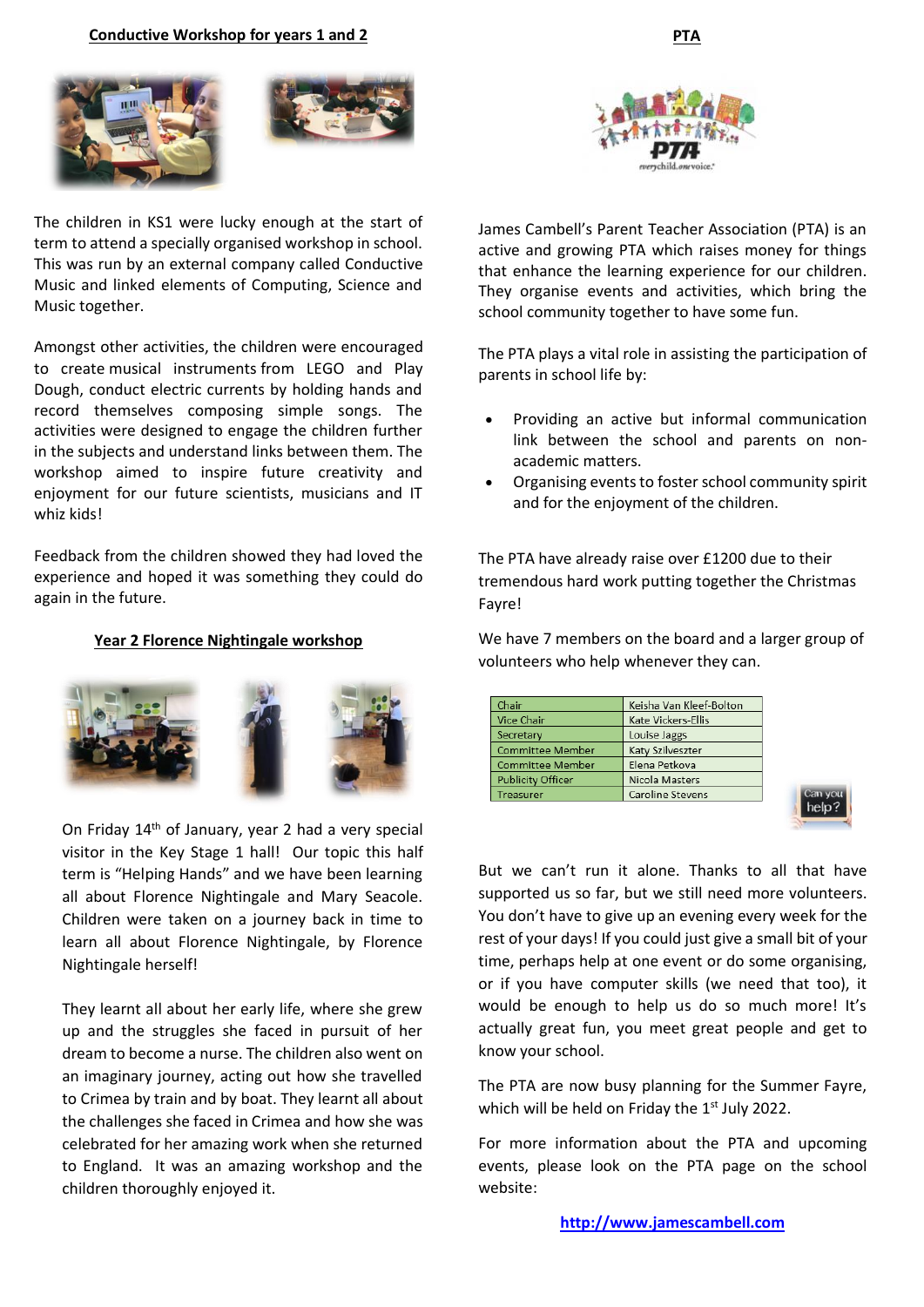## Conductive Workshop for years 1 and 2

The children in KS1 were lucky enough at the start of term to attend a specially organised workshop in school. This was run by an external company called Conductive Music and linked elements of Computing, Science and Music together.

Amongst other activities, the children were encouraged to create musical instruments from LEGO and Play Dough, conduct electric currents by holding hands and record themselves composing simple songs. The activities were designed to engage the children further in the subjects and understand links between them. The workshop aimed to inspire future creativity and enjoyment for our future scientists, musicians and IT whiz kids!

Feedback from the children showed they had loved the experience and hoped it was something they could do again in the future.

## Year 2 Florence Nightingale workshop

On Friday 14th of January, year 2 had a very special visitor in the Key Stage 1 hall! Our topic this half term is "Helping Hands" and we have been learning all about Florence Nightingale and Mary Seacole. Children were taken on a journey back in time to learn all about Florence Nightingale, by Florence Nightingale herself!

They learnt all about her early life, where she grew up and the struggles she faced in pursuit of her dream to become a nurse. The children also went on an imaginary journey, acting out how she travelled to Crimea by train and by boat. They learnt all about the challenges she faced in Crimea and how she was celebrated for her amazing work when she returned to England. It was an amazing workshop and the children thoroughly enjoyed it.

## PTA

James Cambell's Parent Teacher Association (PTA) is an active and growing PTA which raises money for things that enhance the learning experience for our children. They organise events and activities, which bring the school community together to have some fun.

The PTA plays a vital role in assisting the participation of parents in school life by:

- Providing an active but informal communication link between the school and parents on non-academic matters.
- Organising events to foster school community spirit and for the enjoyment of the children.

The PTA have already raise over £1200 due to their tremendous hard work putting together the Christmas Fayre!

We have 7 members on the board and a larger group of volunteers who help whenever they can.

| Chair | Keisha Van Kleef-Bolton |
|---|---|
| Vice Chair | Kate Vickers-Ellis |
| Secretary | Louise Jaggs |
| Committee Member | Katy Szilveszter |
| Committee Member | Elena Petkova |
| Publicity Officer | Nicola Masters |
| Treasurer | Caroline Stevens |

But we can't run it alone. Thanks to all that have supported us so far, but we still need more volunteers. You don't have to give up an evening every week for the rest of your days! If you could just give a small bit of your time, perhaps help at one event or do some organising, or if you have computer skills (we need that too), it would be enough to help us do so much more! It's actually great fun, you meet great people and get to know your school.

The PTA are now busy planning for the Summer Fayre, which will be held on Friday the 1st July 2022.

For more information about the PTA and upcoming events, please look on the PTA page on the school website:

**http://www.jamescambell.com**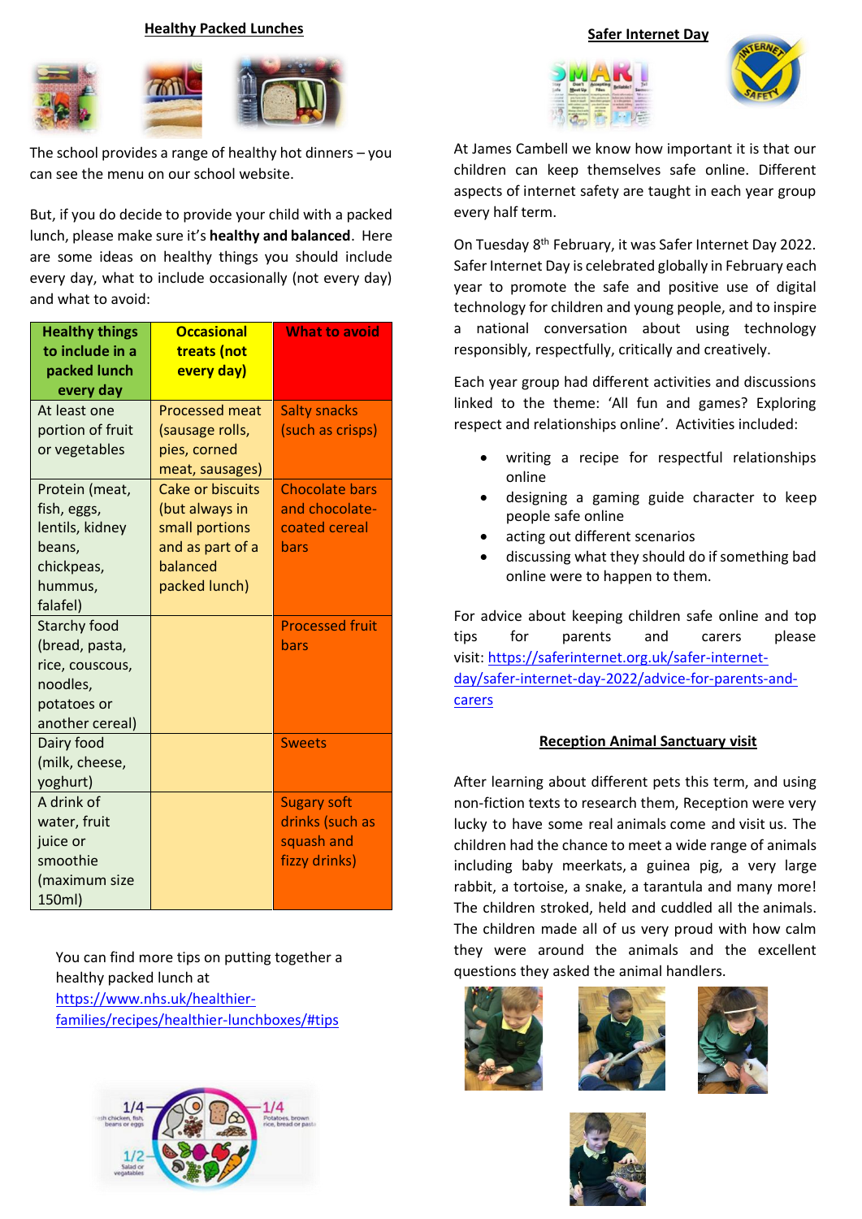## Healthy Packed Lunches

The school provides a range of healthy hot dinners – you can see the menu on our school website.

But, if you do decide to provide your child with a packed lunch, please make sure it's **healthy and balanced**. Here are some ideas on healthy things you should include every day, what to include occasionally (not every day) and what to avoid:

| Healthy things to include in a packed lunch every day | Occasional treats (not every day) | What to avoid |
|---|---|---|
| At least one portion of fruit or vegetables | Processed meat (sausage rolls, pies, corned meat, sausages) | Salty snacks (such as crisps) |
| Protein (meat, fish, eggs, lentils, kidney beans, chickpeas, hummus, falafel) | Cake or biscuits (but always in small portions and as part of a balanced packed lunch) | Chocolate bars and chocolate-coated cereal bars |
| Starchy food (bread, pasta, rice, couscous, noodles, potatoes or another cereal) | | Processed fruit bars |
| Dairy food (milk, cheese, yoghurt) | | Sweets |
| A drink of water, fruit juice or smoothie (maximum size 150ml) | | Sugary soft drinks (such as squash and fizzy drinks) |

You can find more tips on putting together a healthy packed lunch at https://www.nhs.uk/healthier-families/recipes/healthier-lunchboxes/#tips

## Safer Internet Day

At James Cambell we know how important it is that our children can keep themselves safe online. Different aspects of internet safety are taught in each year group every half term.

On Tuesday 8th February, it was Safer Internet Day 2022. Safer Internet Day is celebrated globally in February each year to promote the safe and positive use of digital technology for children and young people, and to inspire a national conversation about using technology responsibly, respectfully, critically and creatively.

Each year group had different activities and discussions linked to the theme: 'All fun and games? Exploring respect and relationships online'. Activities included:

- writing a recipe for respectful relationships online
- designing a gaming guide character to keep people safe online
- acting out different scenarios
- discussing what they should do if something bad online were to happen to them.

For advice about keeping children safe online and top tips for parents and carers please visit: https://saferinternet.org.uk/safer-internet-day/safer-internet-day-2022/advice-for-parents-and-carers

## Reception Animal Sanctuary visit

After learning about different pets this term, and using non-fiction texts to research them, Reception were very lucky to have some real animals come and visit us. The children had the chance to meet a wide range of animals including baby meerkats, a guinea pig, a very large rabbit, a tortoise, a snake, a tarantula and many more! The children stroked, held and cuddled all the animals. The children made all of us very proud with how calm they were around the animals and the excellent questions they asked the animal handlers.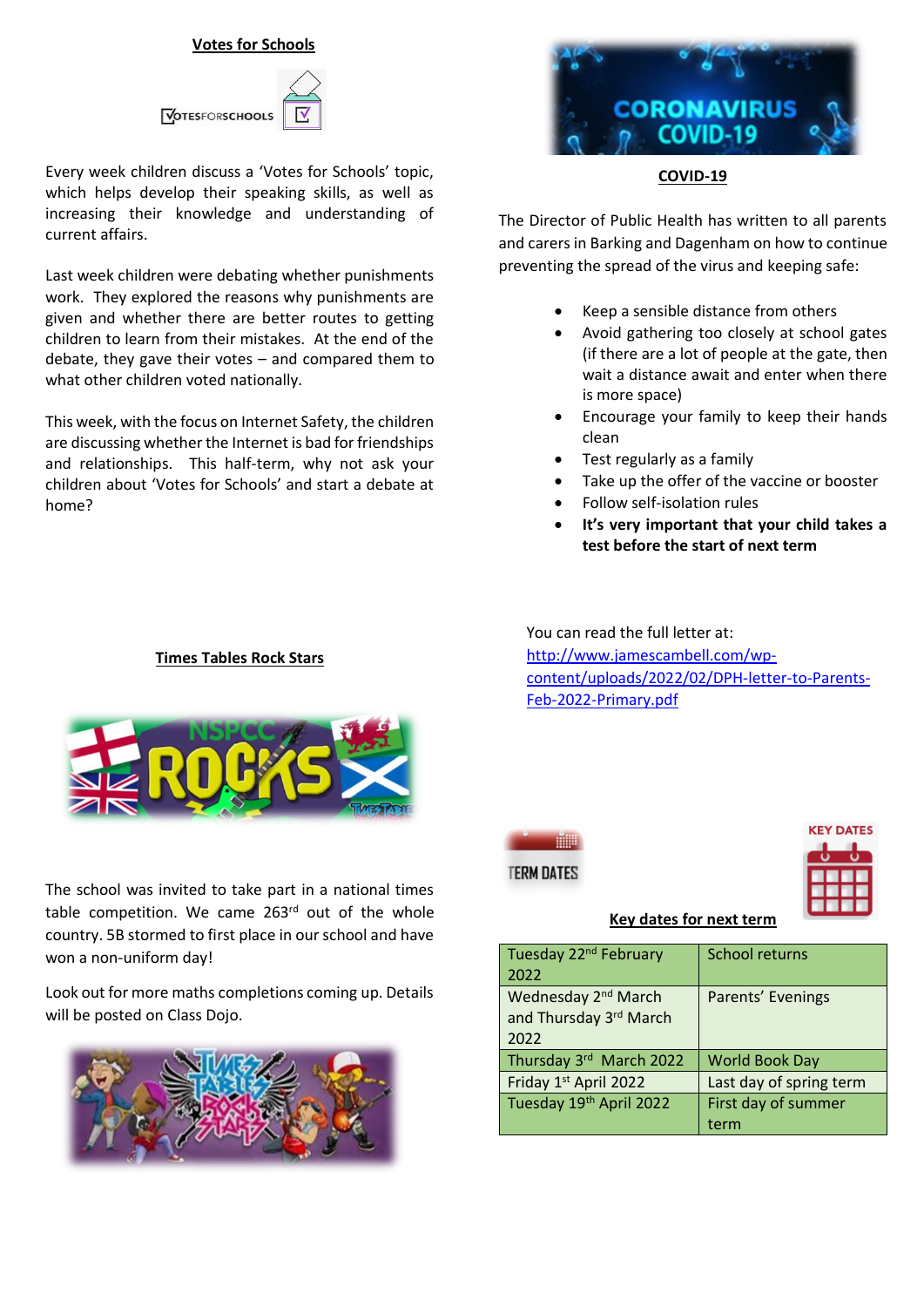## Votes for Schools

Every week children discuss a 'Votes for Schools' topic, which helps develop their speaking skills, as well as increasing their knowledge and understanding of current affairs.

Last week children were debating whether punishments work. They explored the reasons why punishments are given and whether there are better routes to getting children to learn from their mistakes. At the end of the debate, they gave their votes – and compared them to what other children voted nationally.

This week, with the focus on Internet Safety, the children are discussing whether the Internet is bad for friendships and relationships. This half-term, why not ask your children about 'Votes for Schools' and start a debate at home?

## Times Tables Rock Stars

The school was invited to take part in a national times table competition. We came 263rd out of the whole country. 5B stormed to first place in our school and have won a non-uniform day!

Look out for more maths completions coming up. Details will be posted on Class Dojo.

## COVID-19

The Director of Public Health has written to all parents and carers in Barking and Dagenham on how to continue preventing the spread of the virus and keeping safe:

- Keep a sensible distance from others
- Avoid gathering too closely at school gates (if there are a lot of people at the gate, then wait a distance await and enter when there is more space)
- Encourage your family to keep their hands clean
- Test regularly as a family
- Take up the offer of the vaccine or booster
- Follow self-isolation rules
- **It's very important that your child takes a test before the start of next term**

You can read the full letter at: http://www.jamescambell.com/wp-content/uploads/2022/02/DPH-letter-to-Parents-Feb-2022-Primary.pdf

## Key dates for next term

| | |
|---|---|
| Tuesday 22nd February 2022 | School returns |
| Wednesday 2nd March and Thursday 3rd March 2022 | Parents' Evenings |
| Thursday 3rd March 2022 | World Book Day |
| Friday 1st April 2022 | Last day of spring term |
| Tuesday 19th April 2022 | First day of summer term |